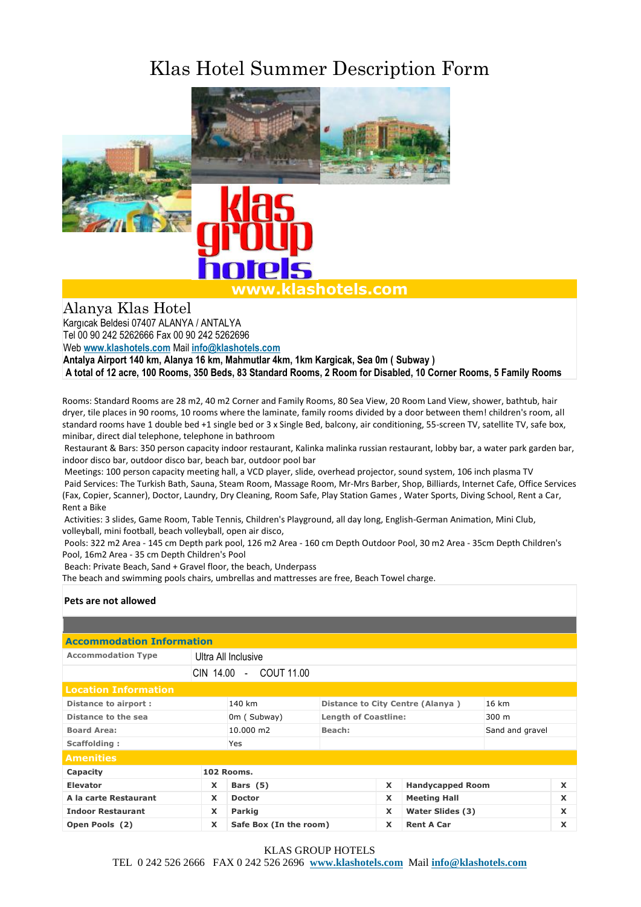# Klas Hotel Summer Description Form

**www.klashotels.com**

## Alanya Klas Hotel

Kargıcak Beldesi 07407 ALANYA / ANTALYA
Tel 00 90 242 5262666 Fax 00 90 242 5262696
Web www.klashotels.com Mail info@klashotels.com

**Antalya Airport 140 km, Alanya 16 km, Mahmutlar 4km, 1km Kargicak, Sea 0m ( Subway )**
**A total of 12 acre, 100 Rooms, 350 Beds, 83 Standard Rooms, 2 Room for Disabled, 10 Corner Rooms, 5 Family Rooms**

Rooms: Standard Rooms are 28 m2, 40 m2 Corner and Family Rooms, 80 Sea View, 20 Room Land View, shower, bathtub, hair dryer, tile places in 90 rooms, 10 rooms where the laminate, family rooms divided by a door between them! children's room, all standard rooms have 1 double bed +1 single bed or 3 x Single Bed, balcony, air conditioning, 55-screen TV, satellite TV, safe box, minibar, direct dial telephone, telephone in bathroom

Restaurant & Bars: 350 person capacity indoor restaurant, Kalinka malinka russian restaurant, lobby bar, a water park garden bar, indoor disco bar, outdoor disco bar, beach bar, outdoor pool bar

Meetings: 100 person capacity meeting hall, a VCD player, slide, overhead projector, sound system, 106 inch plasma TV

Paid Services: The Turkish Bath, Sauna, Steam Room, Massage Room, Mr-Mrs Barber, Shop, Billiards, Internet Cafe, Office Services (Fax, Copier, Scanner), Doctor, Laundry, Dry Cleaning, Room Safe, Play Station Games , Water Sports, Diving School, Rent a Car, Rent a Bike

Activities: 3 slides, Game Room, Table Tennis, Children's Playground, all day long, English-German Animation, Mini Club, volleyball, mini football, beach volleyball, open air disco,

Pools: 322 m2 Area - 145 cm Depth park pool, 126 m2 Area - 160 cm Depth Outdoor Pool, 30 m2 Area - 35cm Depth Children's Pool, 16m2 Area - 35 cm Depth Children's Pool

Beach: Private Beach, Sand + Gravel floor, the beach, Underpass

The beach and swimming pools chairs, umbrellas and mattresses are free, Beach Towel charge.

**Pets are not allowed**

### Accommodation Information

| | |
|---|---|
| Accommodation Type | Ultra All Inclusive |
| | CIN 14.00 - COUT 11.00 |

### Location Information

| | | | |
|---|---|---|---|
| Distance to airport : | 140 km | Distance to City Centre (Alanya ) | 16 km |
| Distance to the sea | 0m ( Subway) | Length of Coastline: | 300 m |
| Board Area: | 10.000 m2 | Beach: | Sand and gravel |
| Scaffolding : | Yes | | |

### Amenities

| | | | | | |
|---|---|---|---|---|---|
| Capacity | 102 Rooms. | | | | |
| Elevator | X | Bars (5) | X | Handycapped Room | X |
| A la carte Restaurant | X | Doctor | X | Meeting Hall | X |
| Indoor Restaurant | X | Parkig | X | Water Slides (3) | X |
| Open Pools (2) | X | Safe Box (In the room) | X | Rent A Car | X |

KLAS GROUP HOTELS
TEL 0 242 526 2666 FAX 0 242 526 2696 www.klashotels.com Mail info@klashotels.com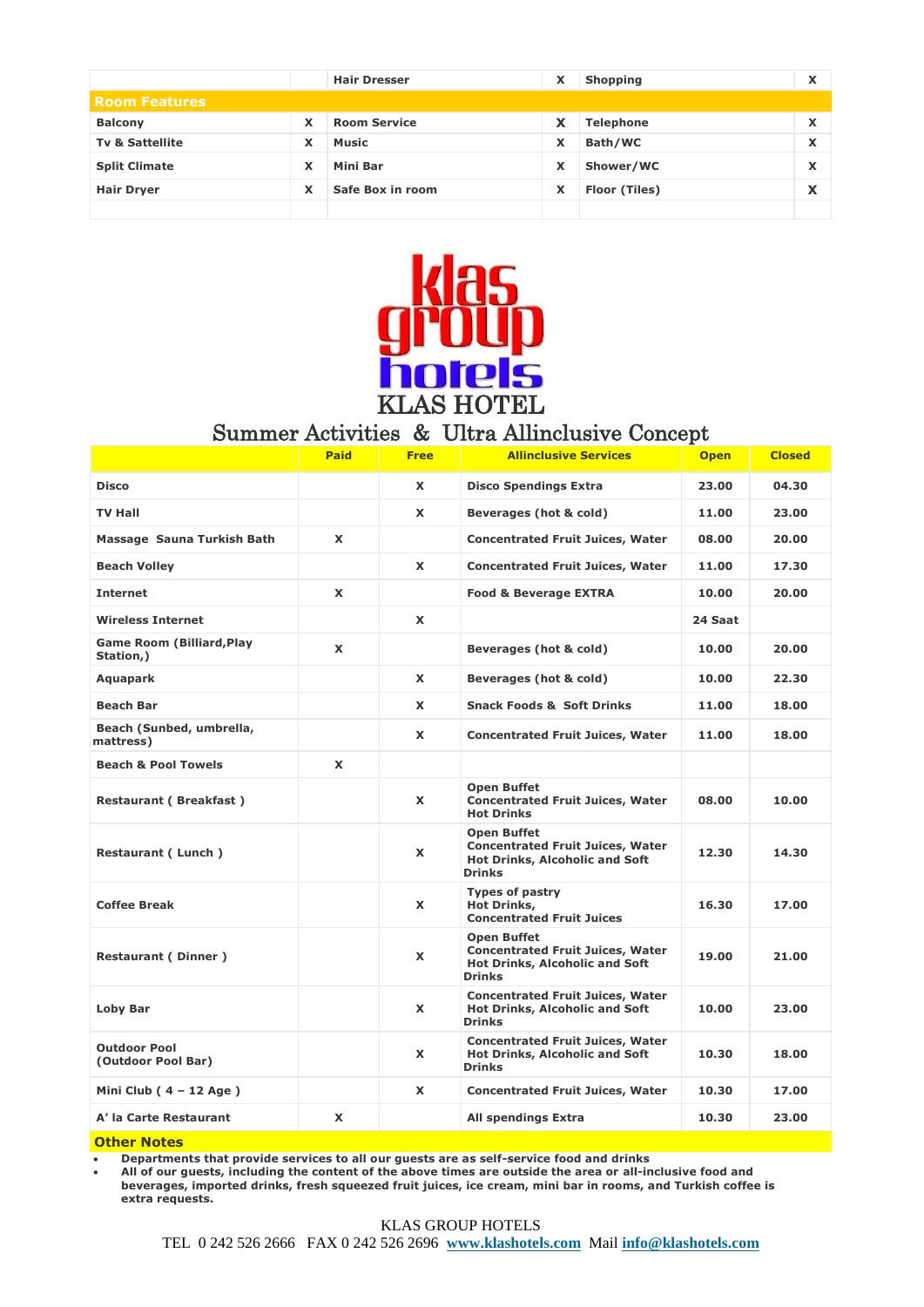| | | Hair Dresser | X | Shopping | X |
|---|---|---|---|---|---|
| **Room Features** | | | | | |
| Balcony | X | Room Service | X | Telephone | X |
| Tv & Sattellite | X | Music | X | Bath/WC | X |
| Split Climate | X | Mini Bar | X | Shower/WC | X |
| Hair Dryer | X | Safe Box in room | X | Floor (Tiles) | X |
| | | | | | |

klas group hotels

KLAS HOTEL

## Summer Activities & Ultra Allinclusive Concept

| | Paid | Free | Allinclusive Services | Open | Closed |
|---|---|---|---|---|---|
| Disco | | X | Disco Spendings Extra | 23.00 | 04.30 |
| TV Hall | | X | Beverages (hot & cold) | 11.00 | 23.00 |
| Massage Sauna Turkish Bath | X | | Concentrated Fruit Juices, Water | 08.00 | 20.00 |
| Beach Volley | | X | Concentrated Fruit Juices, Water | 11.00 | 17.30 |
| Internet | X | | Food & Beverage EXTRA | 10.00 | 20.00 |
| Wireless Internet | | X | | 24 Saat | |
| Game Room (Billiard,Play Station,) | X | | Beverages (hot & cold) | 10.00 | 20.00 |
| Aquapark | | X | Beverages (hot & cold) | 10.00 | 22.30 |
| Beach Bar | | X | Snack Foods & Soft Drinks | 11.00 | 18.00 |
| Beach (Sunbed, umbrella, mattress) | | X | Concentrated Fruit Juices, Water | 11.00 | 18.00 |
| Beach & Pool Towels | X | | | | |
| Restaurant ( Breakfast ) | | X | Open Buffet<br>Concentrated Fruit Juices, Water<br>Hot Drinks | 08.00 | 10.00 |
| Restaurant ( Lunch ) | | X | Open Buffet<br>Concentrated Fruit Juices, Water<br>Hot Drinks, Alcoholic and Soft Drinks | 12.30 | 14.30 |
| Coffee Break | | X | Types of pastry<br>Hot Drinks,<br>Concentrated Fruit Juices | 16.30 | 17.00 |
| Restaurant ( Dinner ) | | X | Open Buffet<br>Concentrated Fruit Juices, Water<br>Hot Drinks, Alcoholic and Soft Drinks | 19.00 | 21.00 |
| Loby Bar | | X | Concentrated Fruit Juices, Water<br>Hot Drinks, Alcoholic and Soft Drinks | 10.00 | 23.00 |
| Outdoor Pool<br>(Outdoor Pool Bar) | | X | Concentrated Fruit Juices, Water<br>Hot Drinks, Alcoholic and Soft Drinks | 10.30 | 18.00 |
| Mini Club ( 4 – 12 Age ) | | X | Concentrated Fruit Juices, Water | 10.30 | 17.00 |
| A' la Carte Restaurant | X | | All spendings Extra | 10.30 | 23.00 |

**Other Notes**

- Departments that provide services to all our guests are as self-service food and drinks
- All of our guests, including the content of the above times are outside the area or all-inclusive food and beverages, imported drinks, fresh squeezed fruit juices, ice cream, mini bar in rooms, and Turkish coffee is extra requests.

KLAS GROUP HOTELS

TEL 0 242 526 2666 FAX 0 242 526 2696 www.klashotels.com Mail info@klashotels.com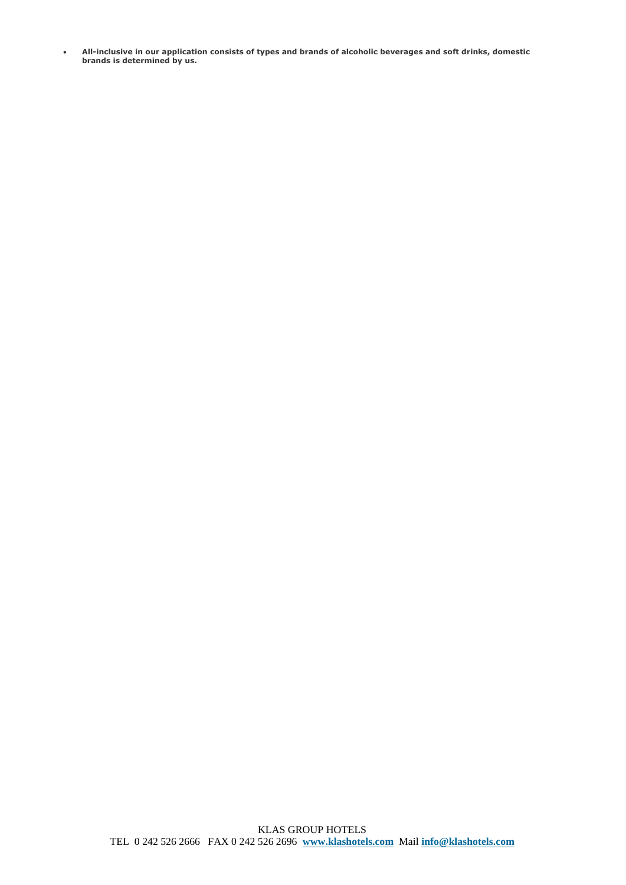- **All-inclusive in our application consists of types and brands of alcoholic beverages and soft drinks, domestic brands is determined by us.**